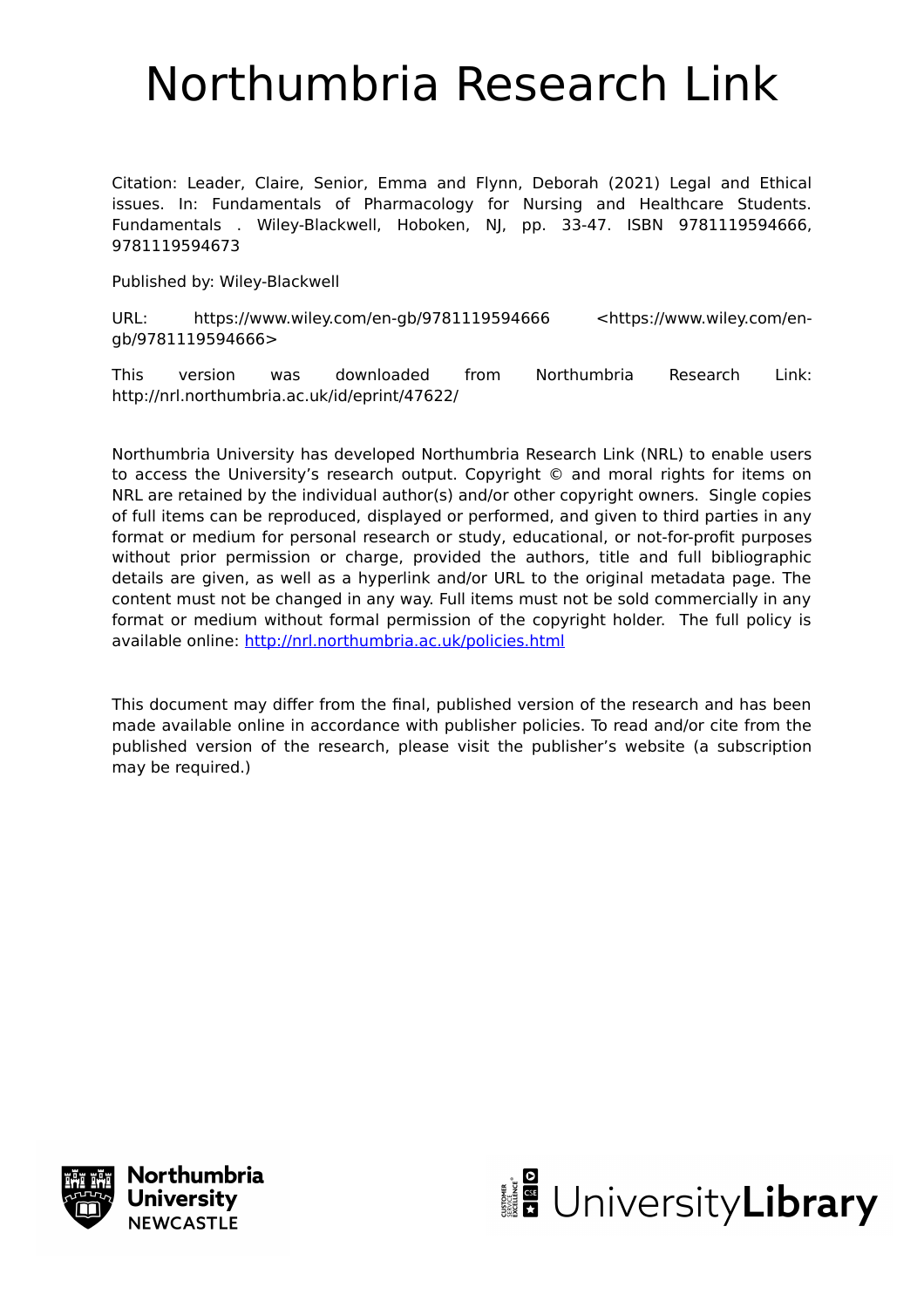# Northumbria Research Link

Citation: Leader, Claire, Senior, Emma and Flynn, Deborah (2021) Legal and Ethical issues. In: Fundamentals of Pharmacology for Nursing and Healthcare Students. Fundamentals . Wiley-Blackwell, Hoboken, NJ, pp. 33-47. ISBN 9781119594666, 9781119594673

Published by: Wiley-Blackwell

URL: https://www.wiley.com/en-gb/9781119594666 <https://www.wiley.com/en-gb/9781119594666>

This version was downloaded from Northumbria Research Link: http://nrl.northumbria.ac.uk/id/eprint/47622/

Northumbria University has developed Northumbria Research Link (NRL) to enable users to access the University's research output. Copyright © and moral rights for items on NRL are retained by the individual author(s) and/or other copyright owners. Single copies of full items can be reproduced, displayed or performed, and given to third parties in any format or medium for personal research or study, educational, or not-for-profit purposes without prior permission or charge, provided the authors, title and full bibliographic details are given, as well as a hyperlink and/or URL to the original metadata page. The content must not be changed in any way. Full items must not be sold commercially in any format or medium without formal permission of the copyright holder. The full policy is available online: http://nrl.northumbria.ac.uk/policies.html

This document may differ from the final, published version of the research and has been made available online in accordance with publisher policies. To read and/or cite from the published version of the research, please visit the publisher's website (a subscription may be required.)

Northumbria University NEWCASTLE

UniversityLibrary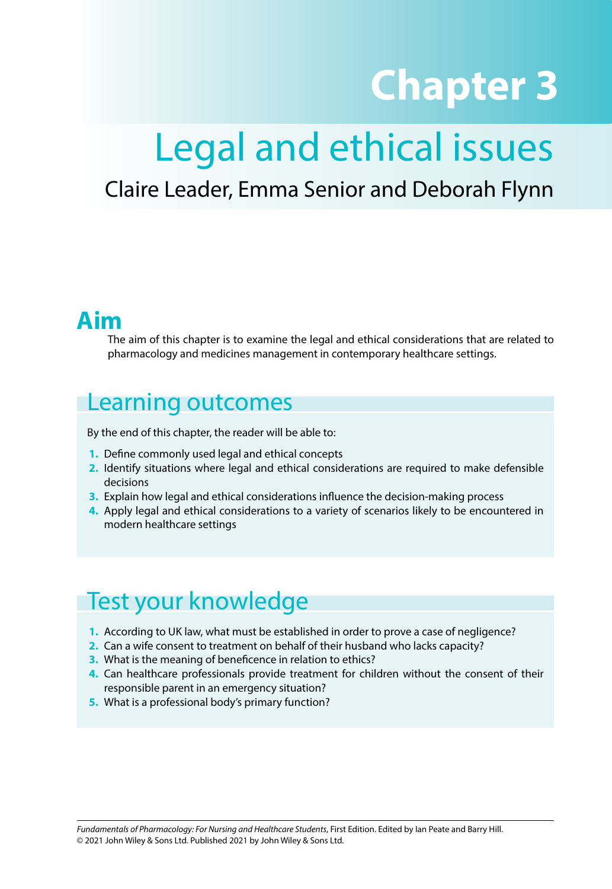# Chapter 3

# Legal and ethical issues

Claire Leader, Emma Senior and Deborah Flynn

## Aim

The aim of this chapter is to examine the legal and ethical considerations that are related to pharmacology and medicines management in contemporary healthcare settings.

## Learning outcomes

By the end of this chapter, the reader will be able to:

1. Define commonly used legal and ethical concepts
2. Identify situations where legal and ethical considerations are required to make defensible decisions
3. Explain how legal and ethical considerations influence the decision-making process
4. Apply legal and ethical considerations to a variety of scenarios likely to be encountered in modern healthcare settings

## Test your knowledge

1. According to UK law, what must be established in order to prove a case of negligence?
2. Can a wife consent to treatment on behalf of their husband who lacks capacity?
3. What is the meaning of beneficence in relation to ethics?
4. Can healthcare professionals provide treatment for children without the consent of their responsible parent in an emergency situation?
5. What is a professional body's primary function?

*Fundamentals of Pharmacology: For Nursing and Healthcare Students*, First Edition. Edited by Ian Peate and Barry Hill.
© 2021 John Wiley & Sons Ltd. Published 2021 by John Wiley & Sons Ltd.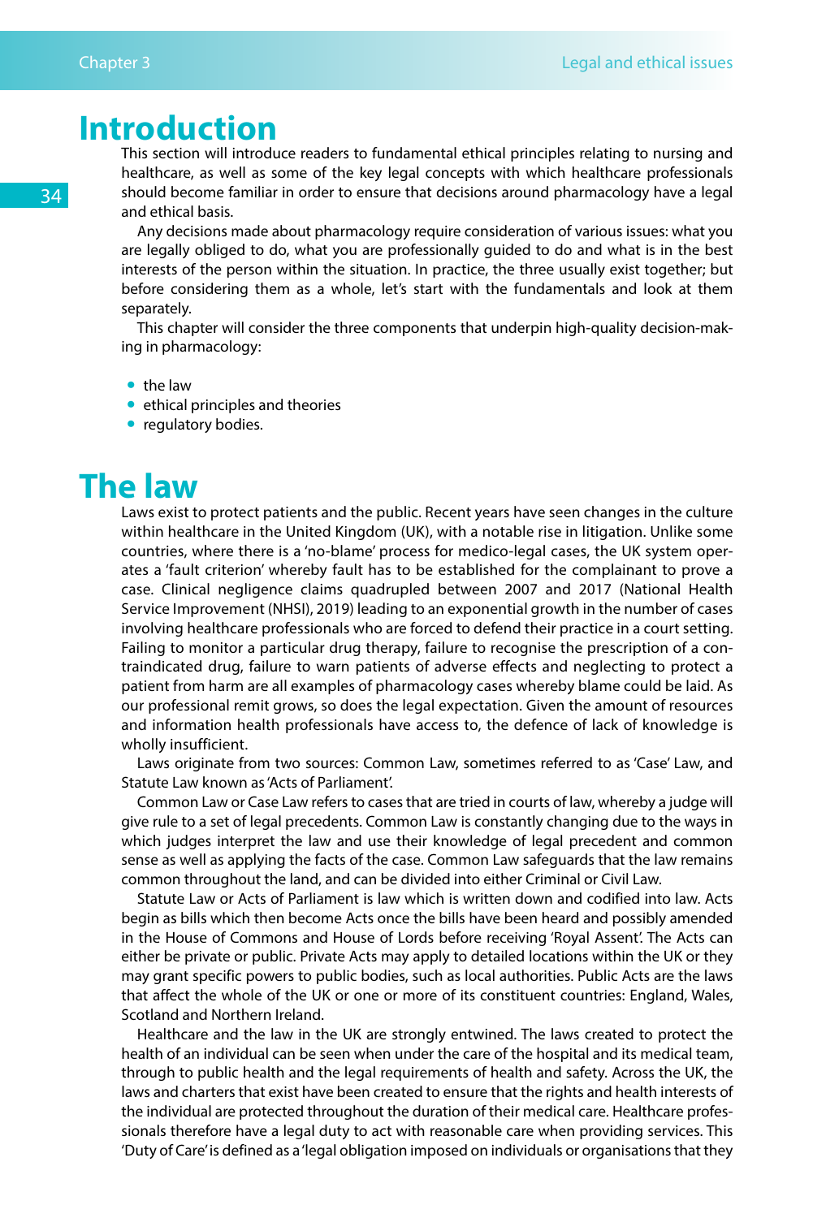# Introduction

This section will introduce readers to fundamental ethical principles relating to nursing and healthcare, as well as some of the key legal concepts with which healthcare professionals should become familiar in order to ensure that decisions around pharmacology have a legal and ethical basis.

Any decisions made about pharmacology require consideration of various issues: what you are legally obliged to do, what you are professionally guided to do and what is in the best interests of the person within the situation. In practice, the three usually exist together; but before considering them as a whole, let's start with the fundamentals and look at them separately.

This chapter will consider the three components that underpin high-quality decision-making in pharmacology:

- the law
- ethical principles and theories
- regulatory bodies.

# The law

Laws exist to protect patients and the public. Recent years have seen changes in the culture within healthcare in the United Kingdom (UK), with a notable rise in litigation. Unlike some countries, where there is a 'no-blame' process for medico-legal cases, the UK system operates a 'fault criterion' whereby fault has to be established for the complainant to prove a case. Clinical negligence claims quadrupled between 2007 and 2017 (National Health Service Improvement (NHSI), 2019) leading to an exponential growth in the number of cases involving healthcare professionals who are forced to defend their practice in a court setting. Failing to monitor a particular drug therapy, failure to recognise the prescription of a contraindicated drug, failure to warn patients of adverse effects and neglecting to protect a patient from harm are all examples of pharmacology cases whereby blame could be laid. As our professional remit grows, so does the legal expectation. Given the amount of resources and information health professionals have access to, the defence of lack of knowledge is wholly insufficient.

Laws originate from two sources: Common Law, sometimes referred to as 'Case' Law, and Statute Law known as 'Acts of Parliament'.

Common Law or Case Law refers to cases that are tried in courts of law, whereby a judge will give rule to a set of legal precedents. Common Law is constantly changing due to the ways in which judges interpret the law and use their knowledge of legal precedent and common sense as well as applying the facts of the case. Common Law safeguards that the law remains common throughout the land, and can be divided into either Criminal or Civil Law.

Statute Law or Acts of Parliament is law which is written down and codified into law. Acts begin as bills which then become Acts once the bills have been heard and possibly amended in the House of Commons and House of Lords before receiving 'Royal Assent'. The Acts can either be private or public. Private Acts may apply to detailed locations within the UK or they may grant specific powers to public bodies, such as local authorities. Public Acts are the laws that affect the whole of the UK or one or more of its constituent countries: England, Wales, Scotland and Northern Ireland.

Healthcare and the law in the UK are strongly entwined. The laws created to protect the health of an individual can be seen when under the care of the hospital and its medical team, through to public health and the legal requirements of health and safety. Across the UK, the laws and charters that exist have been created to ensure that the rights and health interests of the individual are protected throughout the duration of their medical care. Healthcare professionals therefore have a legal duty to act with reasonable care when providing services. This 'Duty of Care' is defined as a 'legal obligation imposed on individuals or organisations that they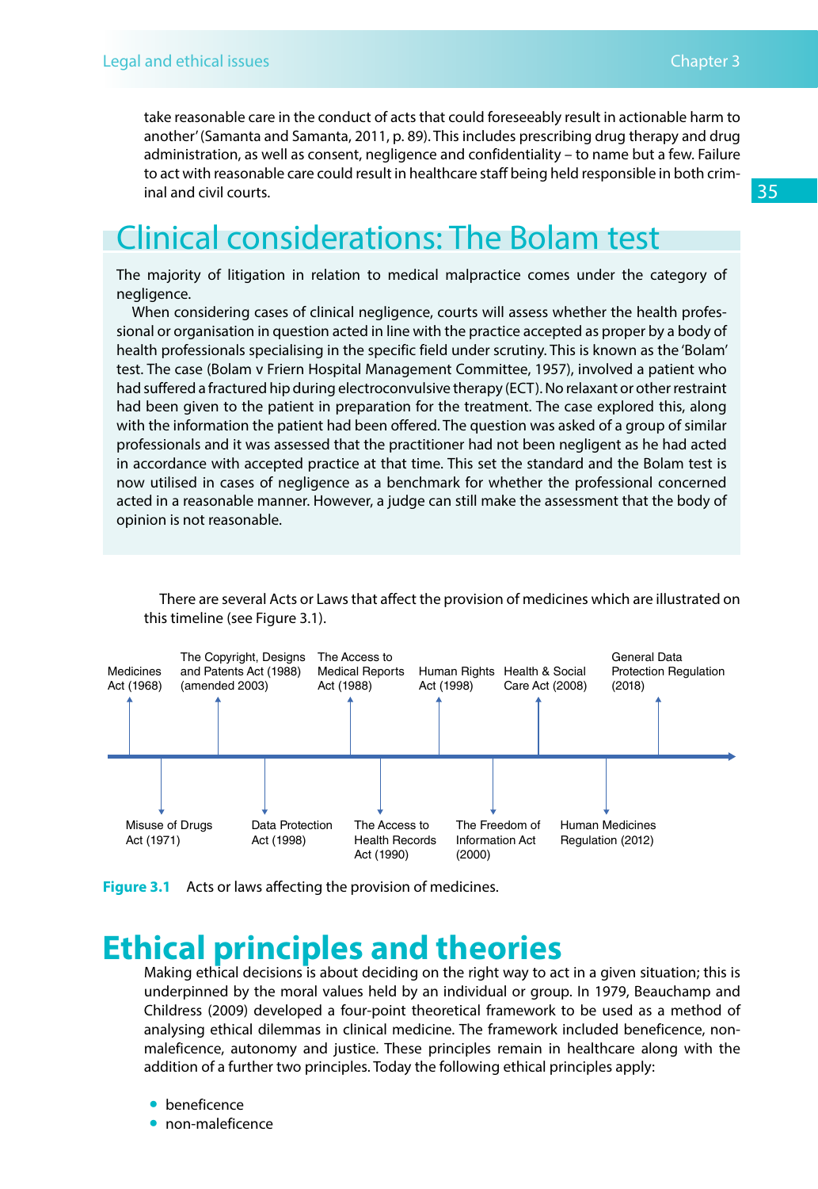take reasonable care in the conduct of acts that could foreseeably result in actionable harm to another' (Samanta and Samanta, 2011, p. 89). This includes prescribing drug therapy and drug administration, as well as consent, negligence and confidentiality – to name but a few. Failure to act with reasonable care could result in healthcare staff being held responsible in both criminal and civil courts.

## Clinical considerations: The Bolam test

The majority of litigation in relation to medical malpractice comes under the category of negligence.

When considering cases of clinical negligence, courts will assess whether the health professional or organisation in question acted in line with the practice accepted as proper by a body of health professionals specialising in the specific field under scrutiny. This is known as the 'Bolam' test. The case (Bolam v Friern Hospital Management Committee, 1957), involved a patient who had suffered a fractured hip during electroconvulsive therapy (ECT). No relaxant or other restraint had been given to the patient in preparation for the treatment. The case explored this, along with the information the patient had been offered. The question was asked of a group of similar professionals and it was assessed that the practitioner had not been negligent as he had acted in accordance with accepted practice at that time. This set the standard and the Bolam test is now utilised in cases of negligence as a benchmark for whether the professional concerned acted in a reasonable manner. However, a judge can still make the assessment that the body of opinion is not reasonable.

There are several Acts or Laws that affect the provision of medicines which are illustrated on this timeline (see Figure 3.1).

Medicines Act (1968)
Misuse of Drugs Act (1971)
The Copyright, Designs and Patents Act (1988) (amended 2003)
Data Protection Act (1998)
The Access to Medical Reports Act (1988)
The Access to Health Records Act (1990)
Human Rights Act (1998)
The Freedom of Information Act (2000)
Health & Social Care Act (2008)
Human Medicines Regulation (2012)
General Data Protection Regulation (2018)

**Figure 3.1** Acts or laws affecting the provision of medicines.

# Ethical principles and theories

Making ethical decisions is about deciding on the right way to act in a given situation; this is underpinned by the moral values held by an individual or group. In 1979, Beauchamp and Childress (2009) developed a four-point theoretical framework to be used as a method of analysing ethical dilemmas in clinical medicine. The framework included beneficence, non-maleficence, autonomy and justice. These principles remain in healthcare along with the addition of a further two principles. Today the following ethical principles apply:

- beneficence
- non-maleficence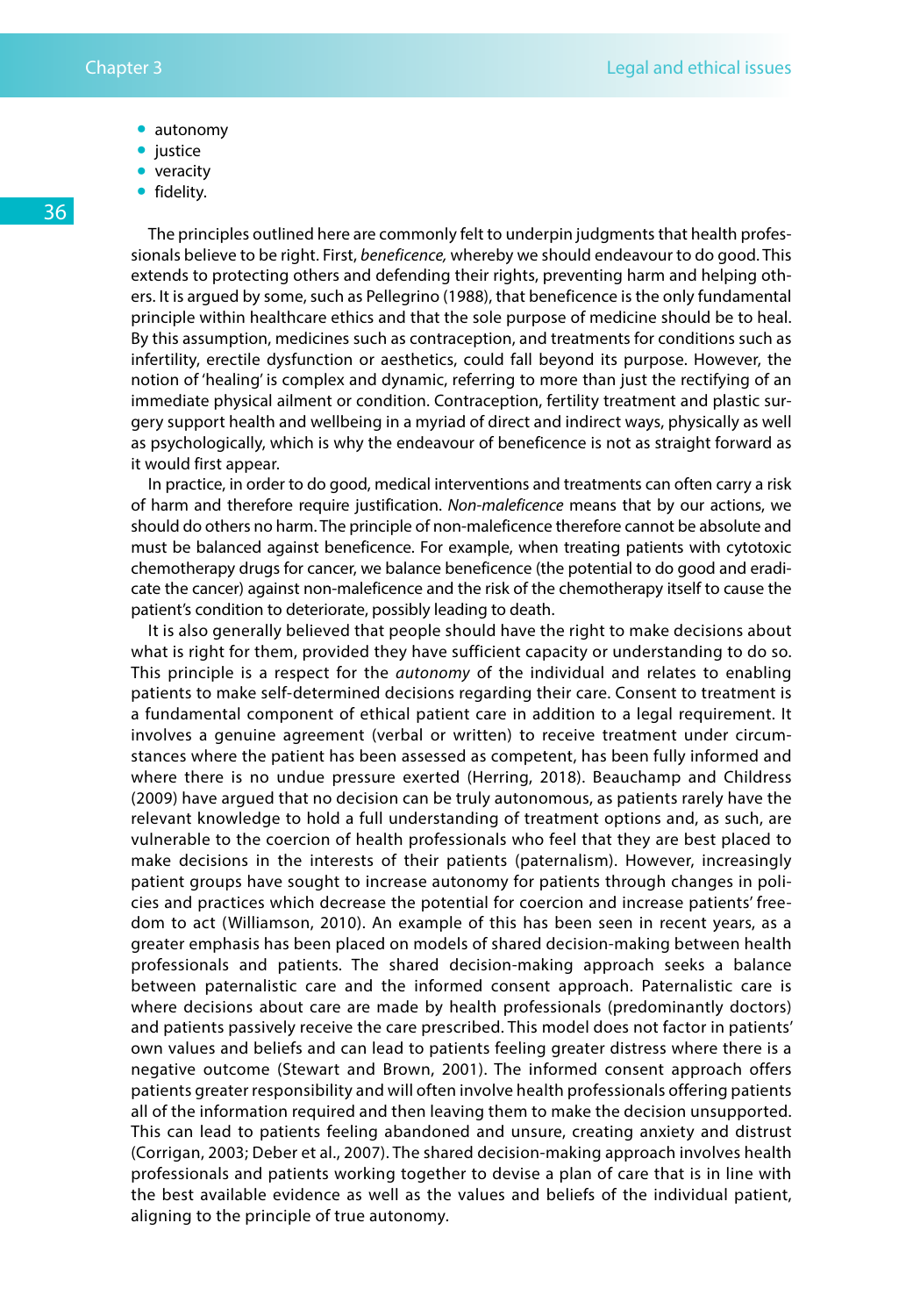- autonomy
- justice
- veracity
- fidelity.

The principles outlined here are commonly felt to underpin judgments that health professionals believe to be right. First, *beneficence,* whereby we should endeavour to do good. This extends to protecting others and defending their rights, preventing harm and helping others. It is argued by some, such as Pellegrino (1988), that beneficence is the only fundamental principle within healthcare ethics and that the sole purpose of medicine should be to heal. By this assumption, medicines such as contraception, and treatments for conditions such as infertility, erectile dysfunction or aesthetics, could fall beyond its purpose. However, the notion of 'healing' is complex and dynamic, referring to more than just the rectifying of an immediate physical ailment or condition. Contraception, fertility treatment and plastic surgery support health and wellbeing in a myriad of direct and indirect ways, physically as well as psychologically, which is why the endeavour of beneficence is not as straight forward as it would first appear.

In practice, in order to do good, medical interventions and treatments can often carry a risk of harm and therefore require justification. *Non-maleficence* means that by our actions, we should do others no harm. The principle of non-maleficence therefore cannot be absolute and must be balanced against beneficence. For example, when treating patients with cytotoxic chemotherapy drugs for cancer, we balance beneficence (the potential to do good and eradicate the cancer) against non-maleficence and the risk of the chemotherapy itself to cause the patient's condition to deteriorate, possibly leading to death.

It is also generally believed that people should have the right to make decisions about what is right for them, provided they have sufficient capacity or understanding to do so. This principle is a respect for the *autonomy* of the individual and relates to enabling patients to make self-determined decisions regarding their care. Consent to treatment is a fundamental component of ethical patient care in addition to a legal requirement. It involves a genuine agreement (verbal or written) to receive treatment under circumstances where the patient has been assessed as competent, has been fully informed and where there is no undue pressure exerted (Herring, 2018). Beauchamp and Childress (2009) have argued that no decision can be truly autonomous, as patients rarely have the relevant knowledge to hold a full understanding of treatment options and, as such, are vulnerable to the coercion of health professionals who feel that they are best placed to make decisions in the interests of their patients (paternalism). However, increasingly patient groups have sought to increase autonomy for patients through changes in policies and practices which decrease the potential for coercion and increase patients' freedom to act (Williamson, 2010). An example of this has been seen in recent years, as a greater emphasis has been placed on models of shared decision-making between health professionals and patients. The shared decision-making approach seeks a balance between paternalistic care and the informed consent approach. Paternalistic care is where decisions about care are made by health professionals (predominantly doctors) and patients passively receive the care prescribed. This model does not factor in patients' own values and beliefs and can lead to patients feeling greater distress where there is a negative outcome (Stewart and Brown, 2001). The informed consent approach offers patients greater responsibility and will often involve health professionals offering patients all of the information required and then leaving them to make the decision unsupported. This can lead to patients feeling abandoned and unsure, creating anxiety and distrust (Corrigan, 2003; Deber et al., 2007). The shared decision-making approach involves health professionals and patients working together to devise a plan of care that is in line with the best available evidence as well as the values and beliefs of the individual patient, aligning to the principle of true autonomy.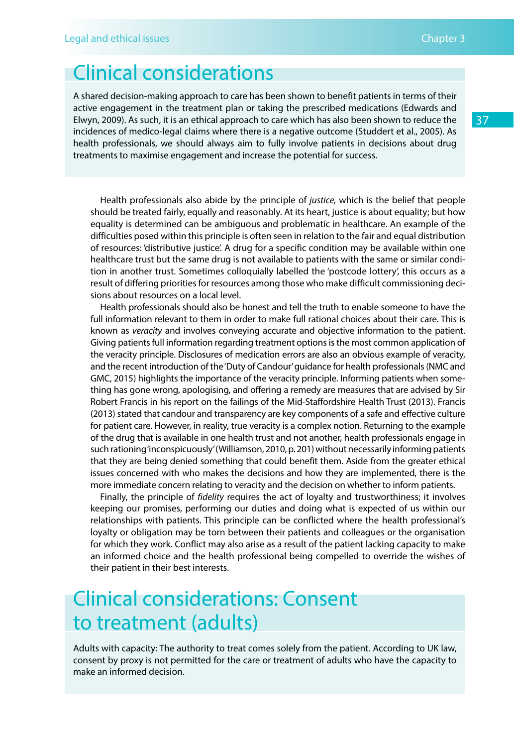## Clinical considerations

A shared decision-making approach to care has been shown to benefit patients in terms of their active engagement in the treatment plan or taking the prescribed medications (Edwards and Elwyn, 2009). As such, it is an ethical approach to care which has also been shown to reduce the incidences of medico-legal claims where there is a negative outcome (Studdert et al., 2005). As health professionals, we should always aim to fully involve patients in decisions about drug treatments to maximise engagement and increase the potential for success.

Health professionals also abide by the principle of *justice,* which is the belief that people should be treated fairly, equally and reasonably. At its heart, justice is about equality; but how equality is determined can be ambiguous and problematic in healthcare. An example of the difficulties posed within this principle is often seen in relation to the fair and equal distribution of resources: 'distributive justice'. A drug for a specific condition may be available within one healthcare trust but the same drug is not available to patients with the same or similar condition in another trust. Sometimes colloquially labelled the 'postcode lottery', this occurs as a result of differing priorities for resources among those who make difficult commissioning decisions about resources on a local level.

Health professionals should also be honest and tell the truth to enable someone to have the full information relevant to them in order to make full rational choices about their care. This is known as *veracity* and involves conveying accurate and objective information to the patient. Giving patients full information regarding treatment options is the most common application of the veracity principle. Disclosures of medication errors are also an obvious example of veracity, and the recent introduction of the 'Duty of Candour' guidance for health professionals (NMC and GMC, 2015) highlights the importance of the veracity principle. Informing patients when something has gone wrong, apologising, and offering a remedy are measures that are advised by Sir Robert Francis in his report on the failings of the Mid-Staffordshire Health Trust (2013). Francis (2013) stated that candour and transparency are key components of a safe and effective culture for patient care. However, in reality, true veracity is a complex notion. Returning to the example of the drug that is available in one health trust and not another, health professionals engage in such rationing 'inconspicuously' (Williamson, 2010, p. 201) without necessarily informing patients that they are being denied something that could benefit them. Aside from the greater ethical issues concerned with who makes the decisions and how they are implemented, there is the more immediate concern relating to veracity and the decision on whether to inform patients.

Finally, the principle of *fidelity* requires the act of loyalty and trustworthiness; it involves keeping our promises, performing our duties and doing what is expected of us within our relationships with patients. This principle can be conflicted where the health professional's loyalty or obligation may be torn between their patients and colleagues or the organisation for which they work. Conflict may also arise as a result of the patient lacking capacity to make an informed choice and the health professional being compelled to override the wishes of their patient in their best interests.

## Clinical considerations: Consent to treatment (adults)

Adults with capacity: The authority to treat comes solely from the patient. According to UK law, consent by proxy is not permitted for the care or treatment of adults who have the capacity to make an informed decision.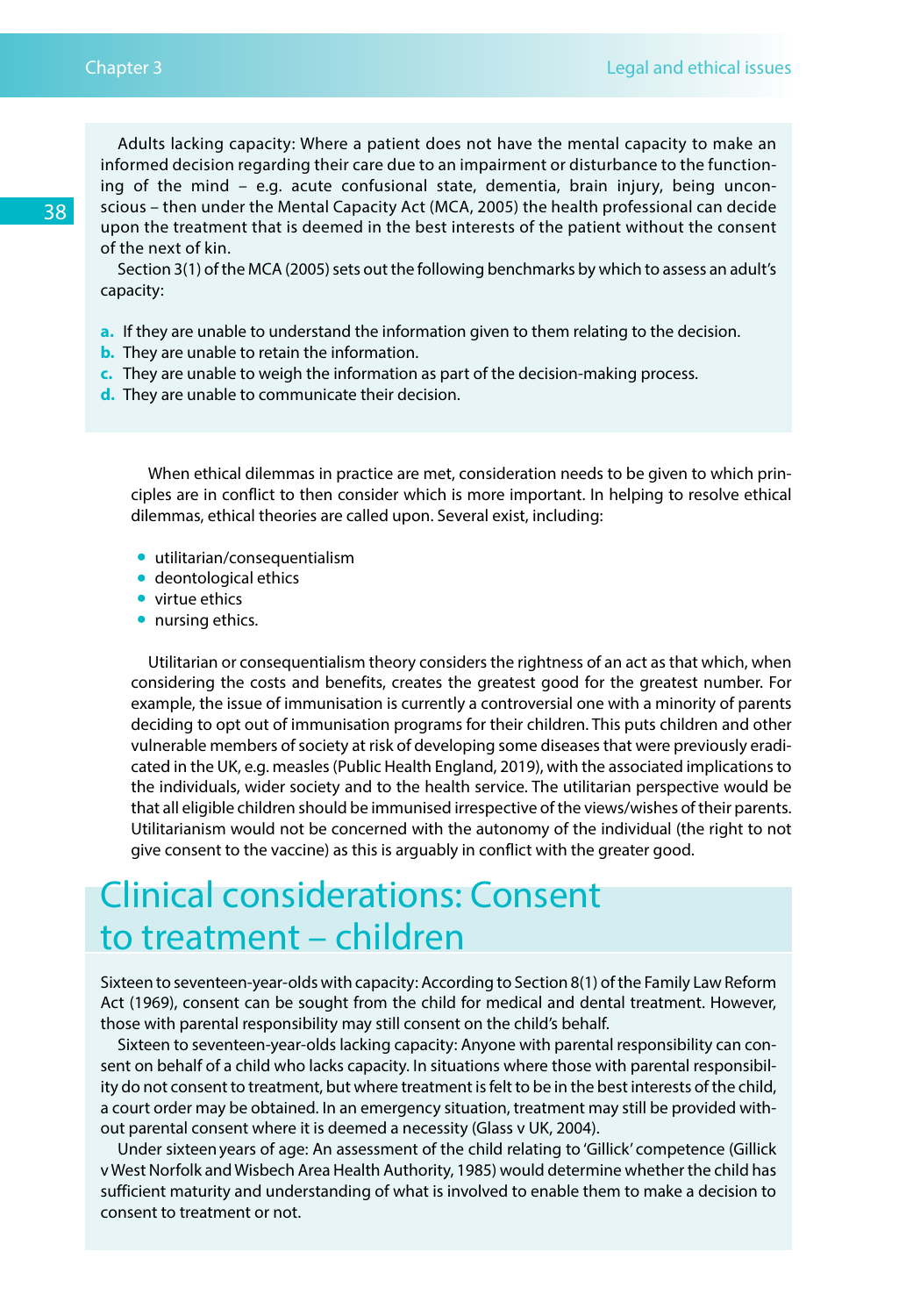Adults lacking capacity: Where a patient does not have the mental capacity to make an informed decision regarding their care due to an impairment or disturbance to the functioning of the mind – e.g. acute confusional state, dementia, brain injury, being unconscious – then under the Mental Capacity Act (MCA, 2005) the health professional can decide upon the treatment that is deemed in the best interests of the patient without the consent of the next of kin.

Section 3(1) of the MCA (2005) sets out the following benchmarks by which to assess an adult's capacity:

a. If they are unable to understand the information given to them relating to the decision.
b. They are unable to retain the information.
c. They are unable to weigh the information as part of the decision-making process.
d. They are unable to communicate their decision.

When ethical dilemmas in practice are met, consideration needs to be given to which principles are in conflict to then consider which is more important. In helping to resolve ethical dilemmas, ethical theories are called upon. Several exist, including:

- utilitarian/consequentialism
- deontological ethics
- virtue ethics
- nursing ethics.

Utilitarian or consequentialism theory considers the rightness of an act as that which, when considering the costs and benefits, creates the greatest good for the greatest number. For example, the issue of immunisation is currently a controversial one with a minority of parents deciding to opt out of immunisation programs for their children. This puts children and other vulnerable members of society at risk of developing some diseases that were previously eradicated in the UK, e.g. measles (Public Health England, 2019), with the associated implications to the individuals, wider society and to the health service. The utilitarian perspective would be that all eligible children should be immunised irrespective of the views/wishes of their parents. Utilitarianism would not be concerned with the autonomy of the individual (the right to not give consent to the vaccine) as this is arguably in conflict with the greater good.

## Clinical considerations: Consent to treatment – children

Sixteen to seventeen-year-olds with capacity: According to Section 8(1) of the Family Law Reform Act (1969), consent can be sought from the child for medical and dental treatment. However, those with parental responsibility may still consent on the child's behalf.

Sixteen to seventeen-year-olds lacking capacity: Anyone with parental responsibility can consent on behalf of a child who lacks capacity. In situations where those with parental responsibility do not consent to treatment, but where treatment is felt to be in the best interests of the child, a court order may be obtained. In an emergency situation, treatment may still be provided without parental consent where it is deemed a necessity (Glass v UK, 2004).

Under sixteen years of age: An assessment of the child relating to 'Gillick' competence (Gillick v West Norfolk and Wisbech Area Health Authority, 1985) would determine whether the child has sufficient maturity and understanding of what is involved to enable them to make a decision to consent to treatment or not.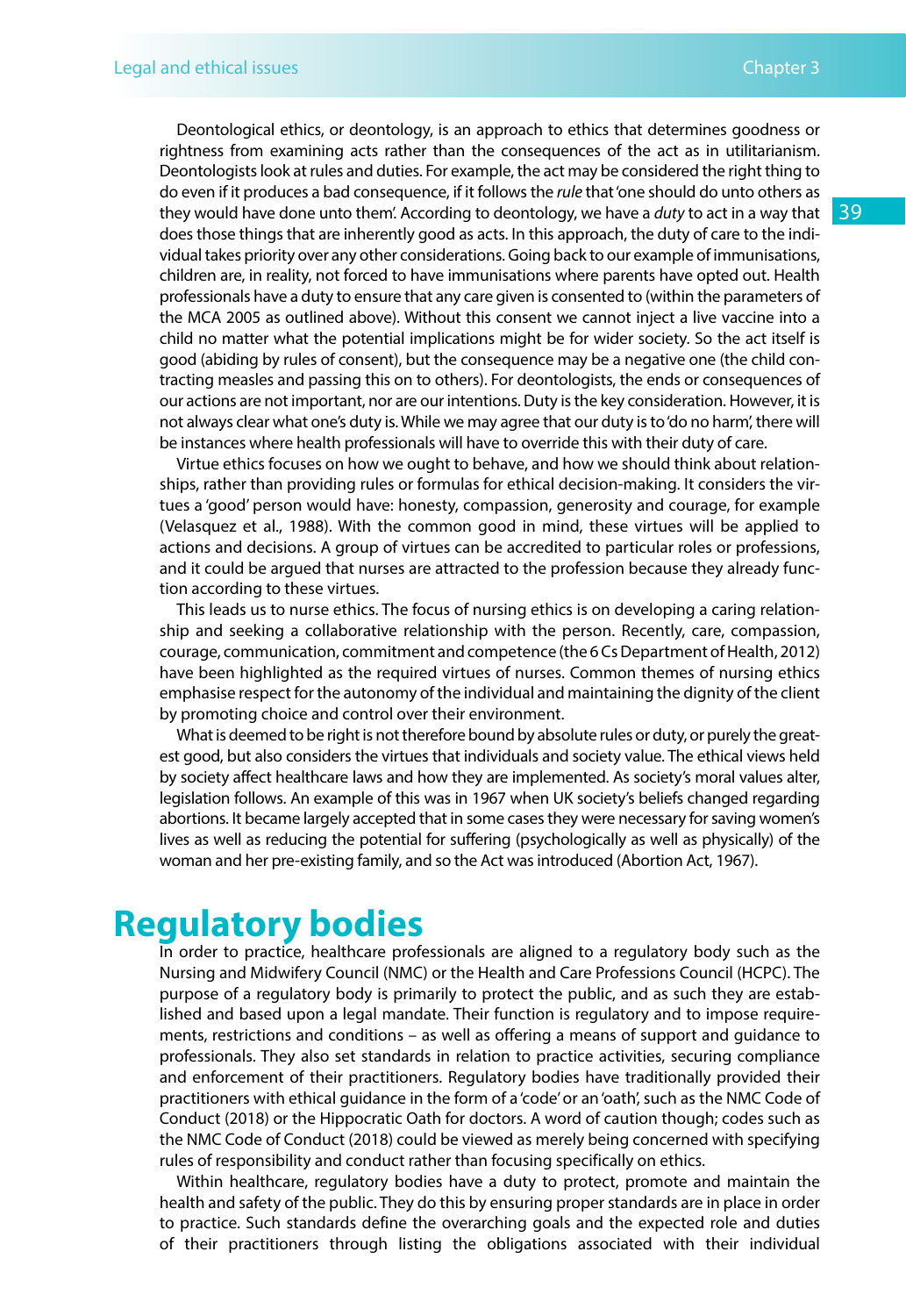Deontological ethics, or deontology, is an approach to ethics that determines goodness or rightness from examining acts rather than the consequences of the act as in utilitarianism. Deontologists look at rules and duties. For example, the act may be considered the right thing to do even if it produces a bad consequence, if it follows the *rule* that 'one should do unto others as they would have done unto them'. According to deontology, we have a *duty* to act in a way that does those things that are inherently good as acts. In this approach, the duty of care to the individual takes priority over any other considerations. Going back to our example of immunisations, children are, in reality, not forced to have immunisations where parents have opted out. Health professionals have a duty to ensure that any care given is consented to (within the parameters of the MCA 2005 as outlined above). Without this consent we cannot inject a live vaccine into a child no matter what the potential implications might be for wider society. So the act itself is good (abiding by rules of consent), but the consequence may be a negative one (the child contracting measles and passing this on to others). For deontologists, the ends or consequences of our actions are not important, nor are our intentions. Duty is the key consideration. However, it is not always clear what one's duty is. While we may agree that our duty is to 'do no harm', there will be instances where health professionals will have to override this with their duty of care.

Virtue ethics focuses on how we ought to behave, and how we should think about relationships, rather than providing rules or formulas for ethical decision-making. It considers the virtues a 'good' person would have: honesty, compassion, generosity and courage, for example (Velasquez et al., 1988). With the common good in mind, these virtues will be applied to actions and decisions. A group of virtues can be accredited to particular roles or professions, and it could be argued that nurses are attracted to the profession because they already function according to these virtues.

This leads us to nurse ethics. The focus of nursing ethics is on developing a caring relationship and seeking a collaborative relationship with the person. Recently, care, compassion, courage, communication, commitment and competence (the 6 Cs Department of Health, 2012) have been highlighted as the required virtues of nurses. Common themes of nursing ethics emphasise respect for the autonomy of the individual and maintaining the dignity of the client by promoting choice and control over their environment.

What is deemed to be right is not therefore bound by absolute rules or duty, or purely the greatest good, but also considers the virtues that individuals and society value. The ethical views held by society affect healthcare laws and how they are implemented. As society's moral values alter, legislation follows. An example of this was in 1967 when UK society's beliefs changed regarding abortions. It became largely accepted that in some cases they were necessary for saving women's lives as well as reducing the potential for suffering (psychologically as well as physically) of the woman and her pre-existing family, and so the Act was introduced (Abortion Act, 1967).

# Regulatory bodies

In order to practice, healthcare professionals are aligned to a regulatory body such as the Nursing and Midwifery Council (NMC) or the Health and Care Professions Council (HCPC). The purpose of a regulatory body is primarily to protect the public, and as such they are established and based upon a legal mandate. Their function is regulatory and to impose requirements, restrictions and conditions – as well as offering a means of support and guidance to professionals. They also set standards in relation to practice activities, securing compliance and enforcement of their practitioners. Regulatory bodies have traditionally provided their practitioners with ethical guidance in the form of a 'code' or an 'oath', such as the NMC Code of Conduct (2018) or the Hippocratic Oath for doctors. A word of caution though; codes such as the NMC Code of Conduct (2018) could be viewed as merely being concerned with specifying rules of responsibility and conduct rather than focusing specifically on ethics.

Within healthcare, regulatory bodies have a duty to protect, promote and maintain the health and safety of the public. They do this by ensuring proper standards are in place in order to practice. Such standards define the overarching goals and the expected role and duties of their practitioners through listing the obligations associated with their individual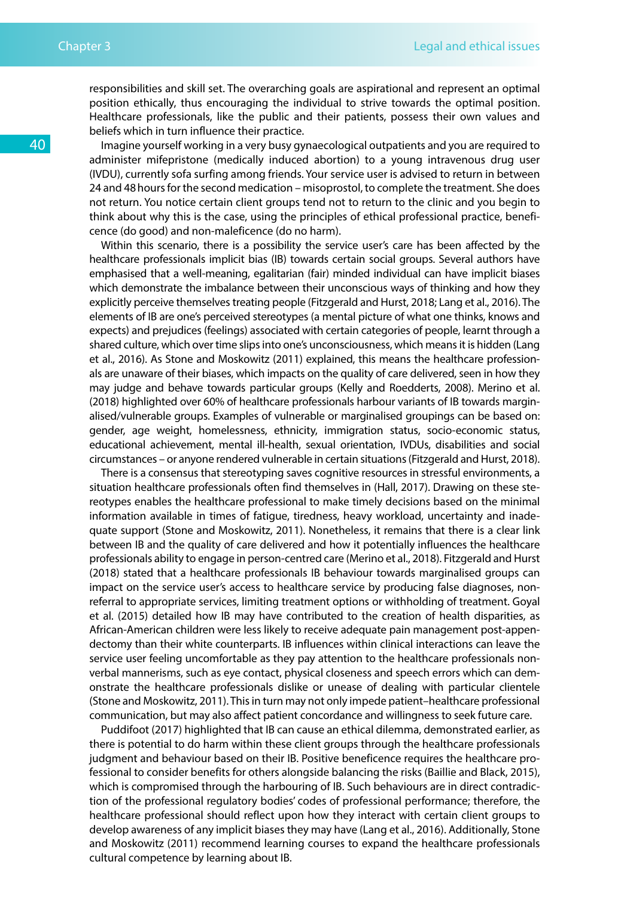responsibilities and skill set. The overarching goals are aspirational and represent an optimal position ethically, thus encouraging the individual to strive towards the optimal position. Healthcare professionals, like the public and their patients, possess their own values and beliefs which in turn influence their practice.

Imagine yourself working in a very busy gynaecological outpatients and you are required to administer mifepristone (medically induced abortion) to a young intravenous drug user (IVDU), currently sofa surfing among friends. Your service user is advised to return in between 24 and 48 hours for the second medication – misoprostol, to complete the treatment. She does not return. You notice certain client groups tend not to return to the clinic and you begin to think about why this is the case, using the principles of ethical professional practice, beneficence (do good) and non-maleficence (do no harm).

Within this scenario, there is a possibility the service user's care has been affected by the healthcare professionals implicit bias (IB) towards certain social groups. Several authors have emphasised that a well-meaning, egalitarian (fair) minded individual can have implicit biases which demonstrate the imbalance between their unconscious ways of thinking and how they explicitly perceive themselves treating people (Fitzgerald and Hurst, 2018; Lang et al., 2016). The elements of IB are one's perceived stereotypes (a mental picture of what one thinks, knows and expects) and prejudices (feelings) associated with certain categories of people, learnt through a shared culture, which over time slips into one's unconsciousness, which means it is hidden (Lang et al., 2016). As Stone and Moskowitz (2011) explained, this means the healthcare professionals are unaware of their biases, which impacts on the quality of care delivered, seen in how they may judge and behave towards particular groups (Kelly and Roedderts, 2008). Merino et al. (2018) highlighted over 60% of healthcare professionals harbour variants of IB towards marginalised/vulnerable groups. Examples of vulnerable or marginalised groupings can be based on: gender, age weight, homelessness, ethnicity, immigration status, socio-economic status, educational achievement, mental ill-health, sexual orientation, IVDUs, disabilities and social circumstances – or anyone rendered vulnerable in certain situations (Fitzgerald and Hurst, 2018).

There is a consensus that stereotyping saves cognitive resources in stressful environments, a situation healthcare professionals often find themselves in (Hall, 2017). Drawing on these stereotypes enables the healthcare professional to make timely decisions based on the minimal information available in times of fatigue, tiredness, heavy workload, uncertainty and inadequate support (Stone and Moskowitz, 2011). Nonetheless, it remains that there is a clear link between IB and the quality of care delivered and how it potentially influences the healthcare professionals ability to engage in person-centred care (Merino et al., 2018). Fitzgerald and Hurst (2018) stated that a healthcare professionals IB behaviour towards marginalised groups can impact on the service user's access to healthcare service by producing false diagnoses, non-referral to appropriate services, limiting treatment options or withholding of treatment. Goyal et al. (2015) detailed how IB may have contributed to the creation of health disparities, as African-American children were less likely to receive adequate pain management post-appendectomy than their white counterparts. IB influences within clinical interactions can leave the service user feeling uncomfortable as they pay attention to the healthcare professionals non-verbal mannerisms, such as eye contact, physical closeness and speech errors which can demonstrate the healthcare professionals dislike or unease of dealing with particular clientele (Stone and Moskowitz, 2011). This in turn may not only impede patient–healthcare professional communication, but may also affect patient concordance and willingness to seek future care.

Puddifoot (2017) highlighted that IB can cause an ethical dilemma, demonstrated earlier, as there is potential to do harm within these client groups through the healthcare professionals judgment and behaviour based on their IB. Positive beneficence requires the healthcare professional to consider benefits for others alongside balancing the risks (Baillie and Black, 2015), which is compromised through the harbouring of IB. Such behaviours are in direct contradiction of the professional regulatory bodies' codes of professional performance; therefore, the healthcare professional should reflect upon how they interact with certain client groups to develop awareness of any implicit biases they may have (Lang et al., 2016). Additionally, Stone and Moskowitz (2011) recommend learning courses to expand the healthcare professionals cultural competence by learning about IB.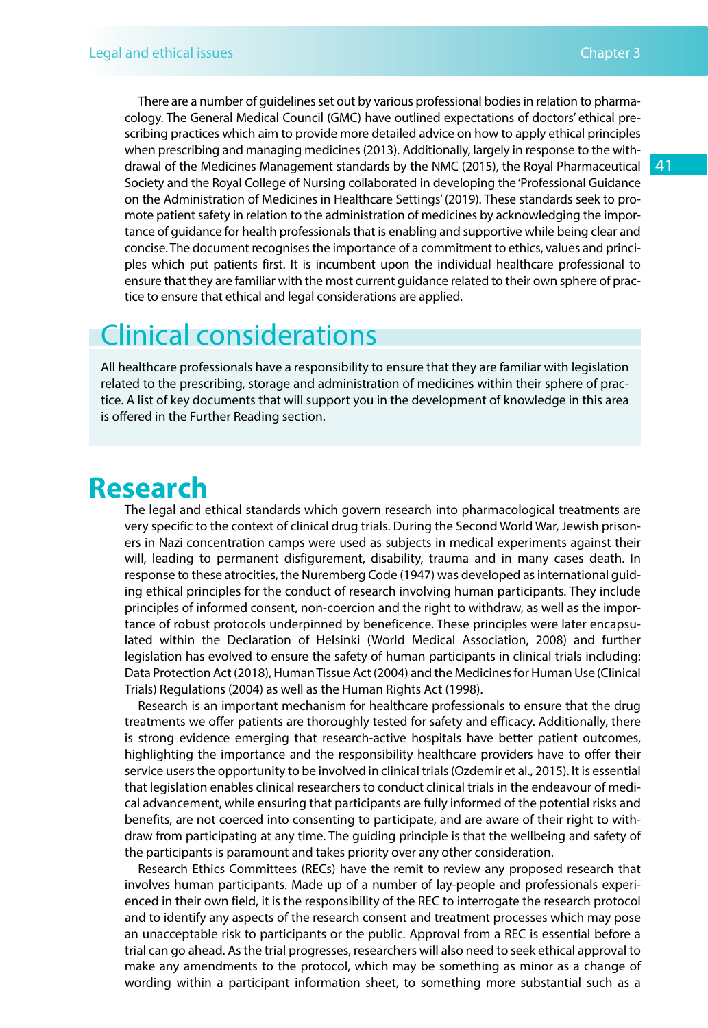There are a number of guidelines set out by various professional bodies in relation to pharmacology. The General Medical Council (GMC) have outlined expectations of doctors' ethical prescribing practices which aim to provide more detailed advice on how to apply ethical principles when prescribing and managing medicines (2013). Additionally, largely in response to the withdrawal of the Medicines Management standards by the NMC (2015), the Royal Pharmaceutical Society and the Royal College of Nursing collaborated in developing the 'Professional Guidance on the Administration of Medicines in Healthcare Settings' (2019). These standards seek to promote patient safety in relation to the administration of medicines by acknowledging the importance of guidance for health professionals that is enabling and supportive while being clear and concise. The document recognises the importance of a commitment to ethics, values and principles which put patients first. It is incumbent upon the individual healthcare professional to ensure that they are familiar with the most current guidance related to their own sphere of practice to ensure that ethical and legal considerations are applied.

## Clinical considerations

All healthcare professionals have a responsibility to ensure that they are familiar with legislation related to the prescribing, storage and administration of medicines within their sphere of practice. A list of key documents that will support you in the development of knowledge in this area is offered in the Further Reading section.

# Research

The legal and ethical standards which govern research into pharmacological treatments are very specific to the context of clinical drug trials. During the Second World War, Jewish prisoners in Nazi concentration camps were used as subjects in medical experiments against their will, leading to permanent disfigurement, disability, trauma and in many cases death. In response to these atrocities, the Nuremberg Code (1947) was developed as international guiding ethical principles for the conduct of research involving human participants. They include principles of informed consent, non-coercion and the right to withdraw, as well as the importance of robust protocols underpinned by beneficence. These principles were later encapsulated within the Declaration of Helsinki (World Medical Association, 2008) and further legislation has evolved to ensure the safety of human participants in clinical trials including: Data Protection Act (2018), Human Tissue Act (2004) and the Medicines for Human Use (Clinical Trials) Regulations (2004) as well as the Human Rights Act (1998).

Research is an important mechanism for healthcare professionals to ensure that the drug treatments we offer patients are thoroughly tested for safety and efficacy. Additionally, there is strong evidence emerging that research-active hospitals have better patient outcomes, highlighting the importance and the responsibility healthcare providers have to offer their service users the opportunity to be involved in clinical trials (Ozdemir et al., 2015). It is essential that legislation enables clinical researchers to conduct clinical trials in the endeavour of medical advancement, while ensuring that participants are fully informed of the potential risks and benefits, are not coerced into consenting to participate, and are aware of their right to withdraw from participating at any time. The guiding principle is that the wellbeing and safety of the participants is paramount and takes priority over any other consideration.

Research Ethics Committees (RECs) have the remit to review any proposed research that involves human participants. Made up of a number of lay-people and professionals experienced in their own field, it is the responsibility of the REC to interrogate the research protocol and to identify any aspects of the research consent and treatment processes which may pose an unacceptable risk to participants or the public. Approval from a REC is essential before a trial can go ahead. As the trial progresses, researchers will also need to seek ethical approval to make any amendments to the protocol, which may be something as minor as a change of wording within a participant information sheet, to something more substantial such as a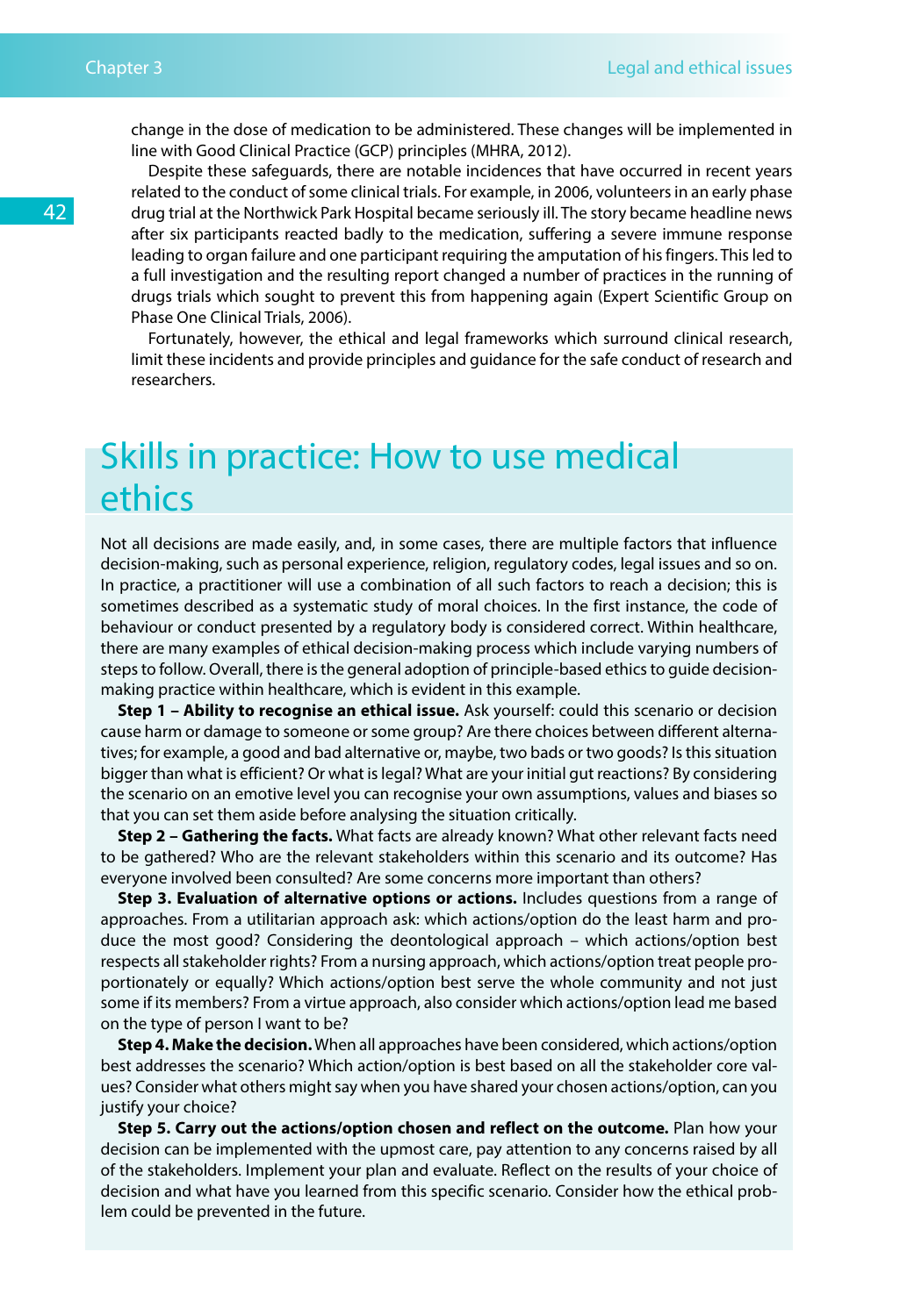change in the dose of medication to be administered. These changes will be implemented in line with Good Clinical Practice (GCP) principles (MHRA, 2012).

Despite these safeguards, there are notable incidences that have occurred in recent years related to the conduct of some clinical trials. For example, in 2006, volunteers in an early phase drug trial at the Northwick Park Hospital became seriously ill. The story became headline news after six participants reacted badly to the medication, suffering a severe immune response leading to organ failure and one participant requiring the amputation of his fingers. This led to a full investigation and the resulting report changed a number of practices in the running of drugs trials which sought to prevent this from happening again (Expert Scientific Group on Phase One Clinical Trials, 2006).

Fortunately, however, the ethical and legal frameworks which surround clinical research, limit these incidents and provide principles and guidance for the safe conduct of research and researchers.

## Skills in practice: How to use medical ethics

Not all decisions are made easily, and, in some cases, there are multiple factors that influence decision-making, such as personal experience, religion, regulatory codes, legal issues and so on. In practice, a practitioner will use a combination of all such factors to reach a decision; this is sometimes described as a systematic study of moral choices. In the first instance, the code of behaviour or conduct presented by a regulatory body is considered correct. Within healthcare, there are many examples of ethical decision-making process which include varying numbers of steps to follow. Overall, there is the general adoption of principle-based ethics to guide decision-making practice within healthcare, which is evident in this example.

**Step 1 – Ability to recognise an ethical issue.** Ask yourself: could this scenario or decision cause harm or damage to someone or some group? Are there choices between different alternatives; for example, a good and bad alternative or, maybe, two bads or two goods? Is this situation bigger than what is efficient? Or what is legal? What are your initial gut reactions? By considering the scenario on an emotive level you can recognise your own assumptions, values and biases so that you can set them aside before analysing the situation critically.

**Step 2 – Gathering the facts.** What facts are already known? What other relevant facts need to be gathered? Who are the relevant stakeholders within this scenario and its outcome? Has everyone involved been consulted? Are some concerns more important than others?

**Step 3. Evaluation of alternative options or actions.** Includes questions from a range of approaches. From a utilitarian approach ask: which actions/option do the least harm and produce the most good? Considering the deontological approach – which actions/option best respects all stakeholder rights? From a nursing approach, which actions/option treat people proportionately or equally? Which actions/option best serve the whole community and not just some if its members? From a virtue approach, also consider which actions/option lead me based on the type of person I want to be?

**Step 4. Make the decision.** When all approaches have been considered, which actions/option best addresses the scenario? Which action/option is best based on all the stakeholder core values? Consider what others might say when you have shared your chosen actions/option, can you justify your choice?

**Step 5. Carry out the actions/option chosen and reflect on the outcome.** Plan how your decision can be implemented with the upmost care, pay attention to any concerns raised by all of the stakeholders. Implement your plan and evaluate. Reflect on the results of your choice of decision and what have you learned from this specific scenario. Consider how the ethical problem could be prevented in the future.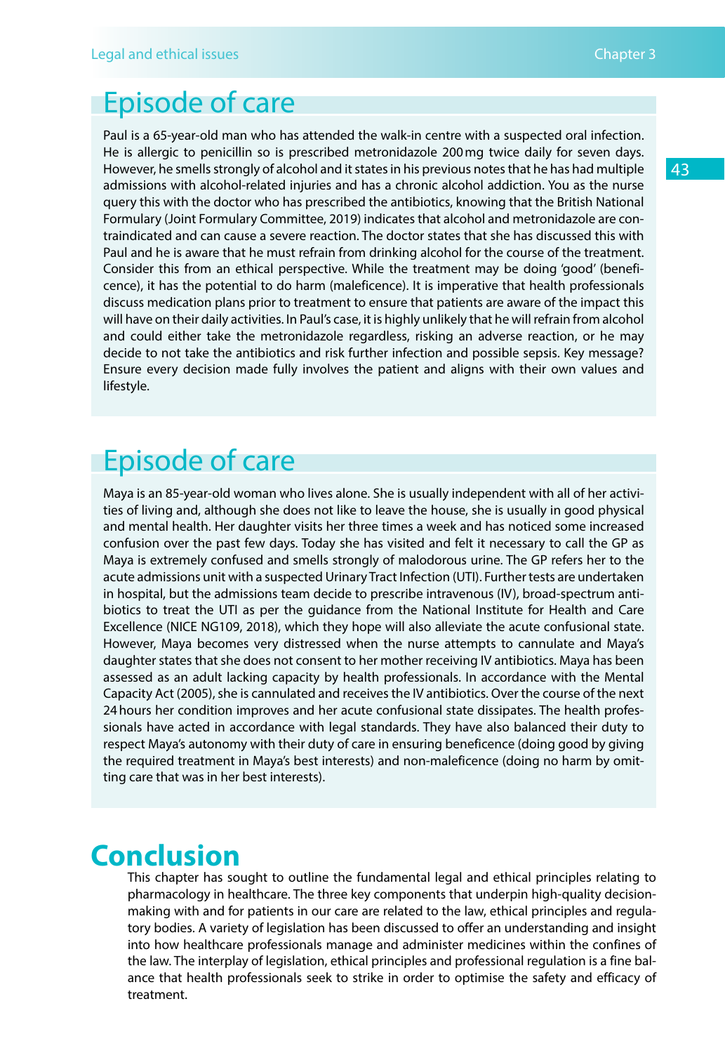## Episode of care

Paul is a 65-year-old man who has attended the walk-in centre with a suspected oral infection. He is allergic to penicillin so is prescribed metronidazole 200 mg twice daily for seven days. However, he smells strongly of alcohol and it states in his previous notes that he has had multiple admissions with alcohol-related injuries and has a chronic alcohol addiction. You as the nurse query this with the doctor who has prescribed the antibiotics, knowing that the British National Formulary (Joint Formulary Committee, 2019) indicates that alcohol and metronidazole are contraindicated and can cause a severe reaction. The doctor states that she has discussed this with Paul and he is aware that he must refrain from drinking alcohol for the course of the treatment. Consider this from an ethical perspective. While the treatment may be doing 'good' (beneficence), it has the potential to do harm (maleficence). It is imperative that health professionals discuss medication plans prior to treatment to ensure that patients are aware of the impact this will have on their daily activities. In Paul's case, it is highly unlikely that he will refrain from alcohol and could either take the metronidazole regardless, risking an adverse reaction, or he may decide to not take the antibiotics and risk further infection and possible sepsis. Key message? Ensure every decision made fully involves the patient and aligns with their own values and lifestyle.

## Episode of care

Maya is an 85-year-old woman who lives alone. She is usually independent with all of her activities of living and, although she does not like to leave the house, she is usually in good physical and mental health. Her daughter visits her three times a week and has noticed some increased confusion over the past few days. Today she has visited and felt it necessary to call the GP as Maya is extremely confused and smells strongly of malodorous urine. The GP refers her to the acute admissions unit with a suspected Urinary Tract Infection (UTI). Further tests are undertaken in hospital, but the admissions team decide to prescribe intravenous (IV), broad-spectrum antibiotics to treat the UTI as per the guidance from the National Institute for Health and Care Excellence (NICE NG109, 2018), which they hope will also alleviate the acute confusional state. However, Maya becomes very distressed when the nurse attempts to cannulate and Maya's daughter states that she does not consent to her mother receiving IV antibiotics. Maya has been assessed as an adult lacking capacity by health professionals. In accordance with the Mental Capacity Act (2005), she is cannulated and receives the IV antibiotics. Over the course of the next 24 hours her condition improves and her acute confusional state dissipates. The health professionals have acted in accordance with legal standards. They have also balanced their duty to respect Maya's autonomy with their duty of care in ensuring beneficence (doing good by giving the required treatment in Maya's best interests) and non-maleficence (doing no harm by omitting care that was in her best interests).

# Conclusion

This chapter has sought to outline the fundamental legal and ethical principles relating to pharmacology in healthcare. The three key components that underpin high-quality decision-making with and for patients in our care are related to the law, ethical principles and regulatory bodies. A variety of legislation has been discussed to offer an understanding and insight into how healthcare professionals manage and administer medicines within the confines of the law. The interplay of legislation, ethical principles and professional regulation is a fine balance that health professionals seek to strike in order to optimise the safety and efficacy of treatment.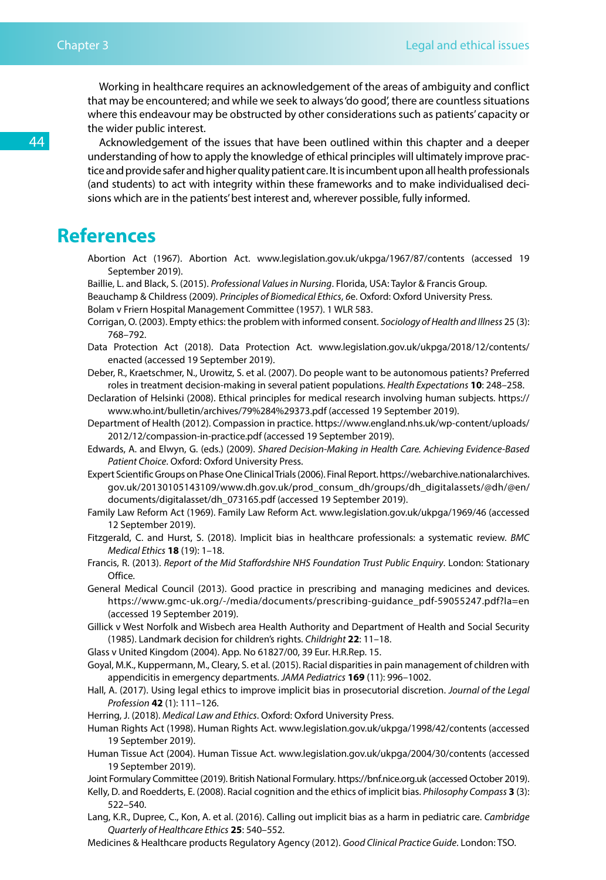Working in healthcare requires an acknowledgement of the areas of ambiguity and conflict that may be encountered; and while we seek to always 'do good', there are countless situations where this endeavour may be obstructed by other considerations such as patients' capacity or the wider public interest.

Acknowledgement of the issues that have been outlined within this chapter and a deeper understanding of how to apply the knowledge of ethical principles will ultimately improve practice and provide safer and higher quality patient care. It is incumbent upon all health professionals (and students) to act with integrity within these frameworks and to make individualised decisions which are in the patients' best interest and, wherever possible, fully informed.

# References

Abortion Act (1967). Abortion Act. www.legislation.gov.uk/ukpga/1967/87/contents (accessed 19 September 2019).

Baillie, L. and Black, S. (2015). *Professional Values in Nursing*. Florida, USA: Taylor & Francis Group.

Beauchamp & Childress (2009). *Principles of Biomedical Ethics*, *6*e. Oxford: Oxford University Press.

Bolam v Friern Hospital Management Committee (1957). 1 WLR 583.

Corrigan, O. (2003). Empty ethics: the problem with informed consent. *Sociology of Health and Illness* 25 (3): 768–792.

Data Protection Act (2018). Data Protection Act. www.legislation.gov.uk/ukpga/2018/12/contents/enacted (accessed 19 September 2019).

Deber, R., Kraetschmer, N., Urowitz, S. et al. (2007). Do people want to be autonomous patients? Preferred roles in treatment decision-making in several patient populations. *Health Expectations* **10**: 248–258.

Declaration of Helsinki (2008). Ethical principles for medical research involving human subjects. https://www.who.int/bulletin/archives/79%284%29373.pdf (accessed 19 September 2019).

Department of Health (2012). Compassion in practice. https://www.england.nhs.uk/wp-content/uploads/2012/12/compassion-in-practice.pdf (accessed 19 September 2019).

Edwards, A. and Elwyn, G. (eds.) (2009). *Shared Decision-Making in Health Care. Achieving Evidence-Based Patient Choice*. Oxford: Oxford University Press.

Expert Scientific Groups on Phase One Clinical Trials (2006). Final Report. https://webarchive.nationalarchives.gov.uk/20130105143109/www.dh.gov.uk/prod_consum_dh/groups/dh_digitalassets/@dh/@en/documents/digitalasset/dh_073165.pdf (accessed 19 September 2019).

Family Law Reform Act (1969). Family Law Reform Act. www.legislation.gov.uk/ukpga/1969/46 (accessed 12 September 2019).

Fitzgerald, C. and Hurst, S. (2018). Implicit bias in healthcare professionals: a systematic review. *BMC Medical Ethics* **18** (19): 1–18.

Francis, R. (2013). *Report of the Mid Staffordshire NHS Foundation Trust Public Enquiry*. London: Stationary Office.

General Medical Council (2013). Good practice in prescribing and managing medicines and devices. https://www.gmc-uk.org/-/media/documents/prescribing-guidance_pdf-59055247.pdf?la=en (accessed 19 September 2019).

Gillick v West Norfolk and Wisbech area Health Authority and Department of Health and Social Security (1985). Landmark decision for children's rights. *Childright* **22**: 11–18.

Glass v United Kingdom (2004). App. No 61827/00, 39 Eur. H.R.Rep. 15.

Goyal, M.K., Kuppermann, M., Cleary, S. et al. (2015). Racial disparities in pain management of children with appendicitis in emergency departments. *JAMA Pediatrics* **169** (11): 996–1002.

Hall, A. (2017). Using legal ethics to improve implicit bias in prosecutorial discretion. *Journal of the Legal Profession* **42** (1): 111–126.

Herring, J. (2018). *Medical Law and Ethics*. Oxford: Oxford University Press.

Human Rights Act (1998). Human Rights Act. www.legislation.gov.uk/ukpga/1998/42/contents (accessed 19 September 2019).

Human Tissue Act (2004). Human Tissue Act. www.legislation.gov.uk/ukpga/2004/30/contents (accessed 19 September 2019).

Joint Formulary Committee (2019). British National Formulary. https://bnf.nice.org.uk (accessed October 2019).

Kelly, D. and Roedderts, E. (2008). Racial cognition and the ethics of implicit bias. *Philosophy Compass* **3** (3): 522–540.

Lang, K.R., Dupree, C., Kon, A. et al. (2016). Calling out implicit bias as a harm in pediatric care. *Cambridge Quarterly of Healthcare Ethics* **25**: 540–552.

Medicines & Healthcare products Regulatory Agency (2012). *Good Clinical Practice Guide*. London: TSO.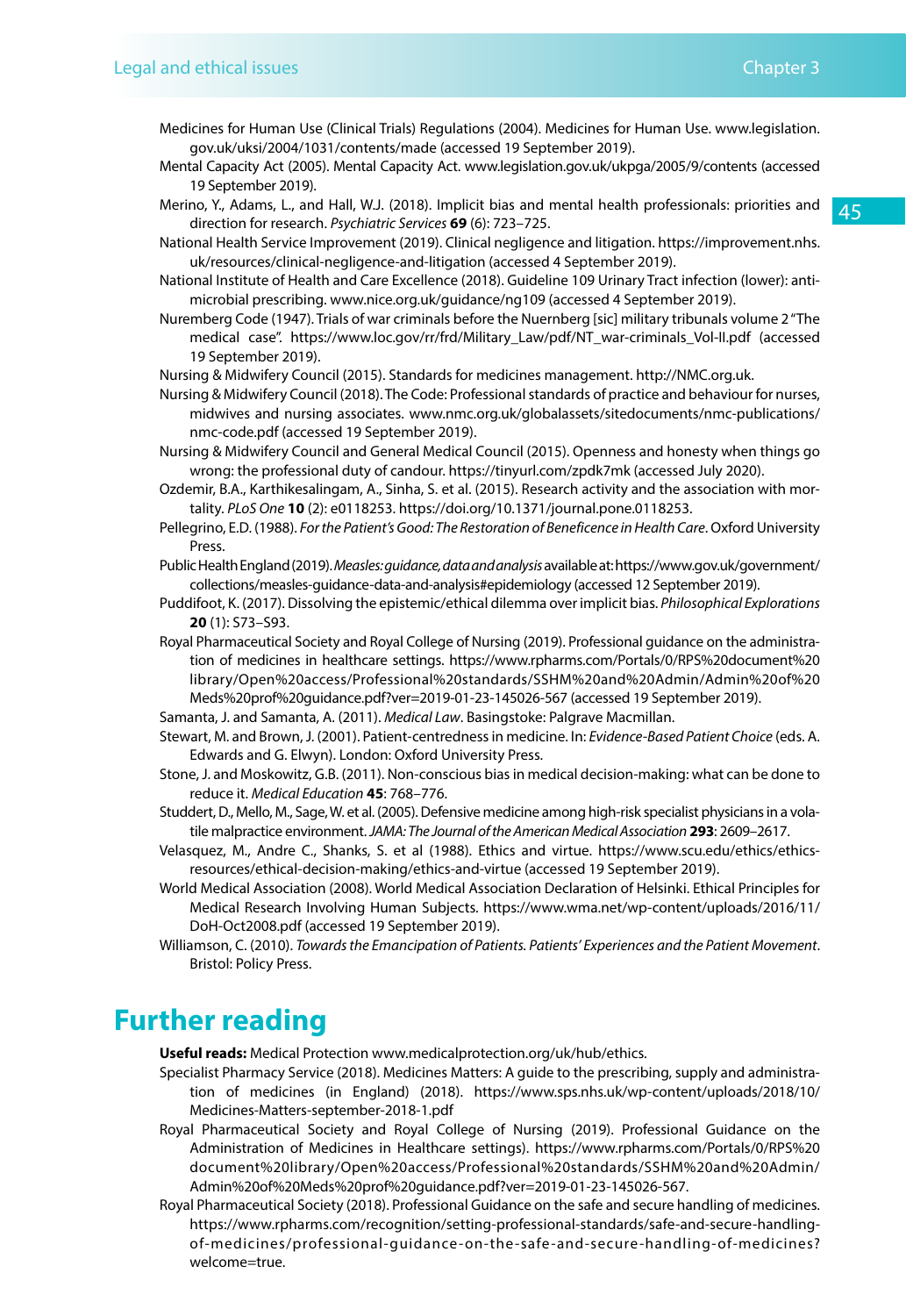Medicines for Human Use (Clinical Trials) Regulations (2004). Medicines for Human Use. www.legislation.gov.uk/uksi/2004/1031/contents/made (accessed 19 September 2019).

Mental Capacity Act (2005). Mental Capacity Act. www.legislation.gov.uk/ukpga/2005/9/contents (accessed 19 September 2019).

Merino, Y., Adams, L., and Hall, W.J. (2018). Implicit bias and mental health professionals: priorities and direction for research. *Psychiatric Services* **69** (6): 723–725.

National Health Service Improvement (2019). Clinical negligence and litigation. https://improvement.nhs.uk/resources/clinical-negligence-and-litigation (accessed 4 September 2019).

National Institute of Health and Care Excellence (2018). Guideline 109 Urinary Tract infection (lower): antimicrobial prescribing. www.nice.org.uk/guidance/ng109 (accessed 4 September 2019).

Nuremberg Code (1947). Trials of war criminals before the Nuernberg [sic] military tribunals volume 2 "The medical case". https://www.loc.gov/rr/frd/Military_Law/pdf/NT_war-criminals_Vol-II.pdf (accessed 19 September 2019).

Nursing & Midwifery Council (2015). Standards for medicines management. http://NMC.org.uk.

Nursing & Midwifery Council (2018). The Code: Professional standards of practice and behaviour for nurses, midwives and nursing associates. www.nmc.org.uk/globalassets/sitedocuments/nmc-publications/nmc-code.pdf (accessed 19 September 2019).

Nursing & Midwifery Council and General Medical Council (2015). Openness and honesty when things go wrong: the professional duty of candour. https://tinyurl.com/zpdk7mk (accessed July 2020).

Ozdemir, B.A., Karthikesalingam, A., Sinha, S. et al. (2015). Research activity and the association with mortality. *PLoS One* **10** (2): e0118253. https://doi.org/10.1371/journal.pone.0118253.

Pellegrino, E.D. (1988). *For the Patient's Good: The Restoration of Beneficence in Health Care*. Oxford University Press.

Public Health England (2019). *Measles: guidance, data and analysis* available at: https://www.gov.uk/government/collections/measles-guidance-data-and-analysis#epidemiology (accessed 12 September 2019).

Puddifoot, K. (2017). Dissolving the epistemic/ethical dilemma over implicit bias. *Philosophical Explorations* **20** (1): S73–S93.

Royal Pharmaceutical Society and Royal College of Nursing (2019). Professional guidance on the administration of medicines in healthcare settings. https://www.rpharms.com/Portals/0/RPS%20document%20library/Open%20access/Professional%20standards/SSHM%20and%20Admin/Admin%20of%20Meds%20prof%20guidance.pdf?ver=2019-01-23-145026-567 (accessed 19 September 2019).

Samanta, J. and Samanta, A. (2011). *Medical Law*. Basingstoke: Palgrave Macmillan.

Stewart, M. and Brown, J. (2001). Patient-centredness in medicine. In: *Evidence-Based Patient Choice* (eds. A. Edwards and G. Elwyn). London: Oxford University Press.

Stone, J. and Moskowitz, G.B. (2011). Non-conscious bias in medical decision-making: what can be done to reduce it. *Medical Education* **45**: 768–776.

Studdert, D., Mello, M., Sage, W. et al. (2005). Defensive medicine among high-risk specialist physicians in a volatile malpractice environment. *JAMA: The Journal of the American Medical Association* **293**: 2609–2617.

Velasquez, M., Andre C., Shanks, S. et al (1988). Ethics and virtue. https://www.scu.edu/ethics/ethics-resources/ethical-decision-making/ethics-and-virtue (accessed 19 September 2019).

World Medical Association (2008). World Medical Association Declaration of Helsinki. Ethical Principles for Medical Research Involving Human Subjects. https://www.wma.net/wp-content/uploads/2016/11/DoH-Oct2008.pdf (accessed 19 September 2019).

Williamson, C. (2010). *Towards the Emancipation of Patients. Patients' Experiences and the Patient Movement*. Bristol: Policy Press.

# Further reading

**Useful reads:** Medical Protection www.medicalprotection.org/uk/hub/ethics.

Specialist Pharmacy Service (2018). Medicines Matters: A guide to the prescribing, supply and administration of medicines (in England) (2018). https://www.sps.nhs.uk/wp-content/uploads/2018/10/Medicines-Matters-september-2018-1.pdf

Royal Pharmaceutical Society and Royal College of Nursing (2019). Professional Guidance on the Administration of Medicines in Healthcare settings). https://www.rpharms.com/Portals/0/RPS%20document%20library/Open%20access/Professional%20standards/SSHM%20and%20Admin/Admin%20of%20Meds%20prof%20guidance.pdf?ver=2019-01-23-145026-567.

Royal Pharmaceutical Society (2018). Professional Guidance on the safe and secure handling of medicines. https://www.rpharms.com/recognition/setting-professional-standards/safe-and-secure-handling-of-medicines/professional-guidance-on-the-safe-and-secure-handling-of-medicines?welcome=true.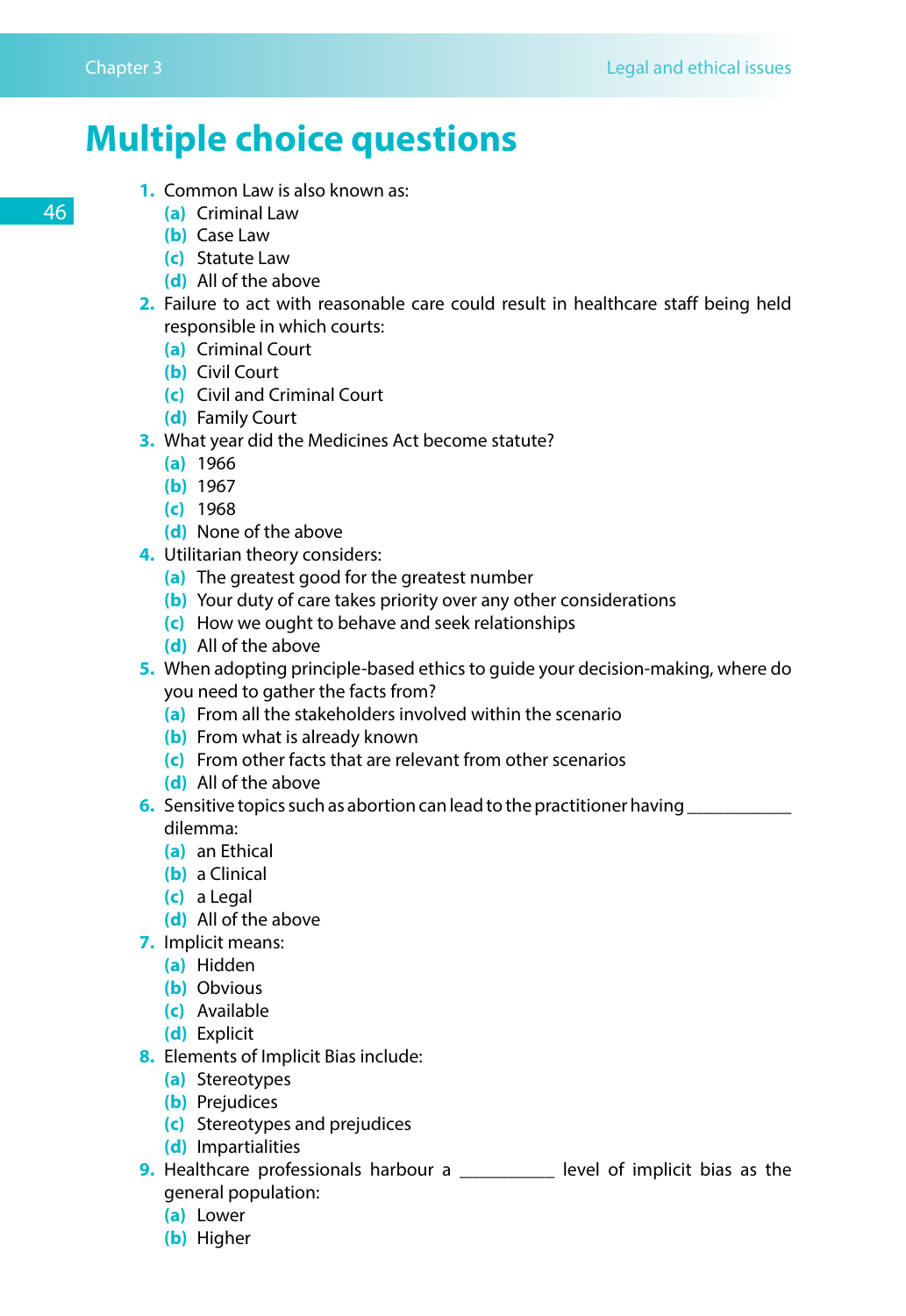# Multiple choice questions

1. Common Law is also known as:
   - **(a)** Criminal Law
   - **(b)** Case Law
   - **(c)** Statute Law
   - **(d)** All of the above
2. Failure to act with reasonable care could result in healthcare staff being held responsible in which courts:
   - **(a)** Criminal Court
   - **(b)** Civil Court
   - **(c)** Civil and Criminal Court
   - **(d)** Family Court
3. What year did the Medicines Act become statute?
   - **(a)** 1966
   - **(b)** 1967
   - **(c)** 1968
   - **(d)** None of the above
4. Utilitarian theory considers:
   - **(a)** The greatest good for the greatest number
   - **(b)** Your duty of care takes priority over any other considerations
   - **(c)** How we ought to behave and seek relationships
   - **(d)** All of the above
5. When adopting principle-based ethics to guide your decision-making, where do you need to gather the facts from?
   - **(a)** From all the stakeholders involved within the scenario
   - **(b)** From what is already known
   - **(c)** From other facts that are relevant from other scenarios
   - **(d)** All of the above
6. Sensitive topics such as abortion can lead to the practitioner having ___________ dilemma:
   - **(a)** an Ethical
   - **(b)** a Clinical
   - **(c)** a Legal
   - **(d)** All of the above
7. Implicit means:
   - **(a)** Hidden
   - **(b)** Obvious
   - **(c)** Available
   - **(d)** Explicit
8. Elements of Implicit Bias include:
   - **(a)** Stereotypes
   - **(b)** Prejudices
   - **(c)** Stereotypes and prejudices
   - **(d)** Impartialities
9. Healthcare professionals harbour a __________ level of implicit bias as the general population:
   - **(a)** Lower
   - **(b)** Higher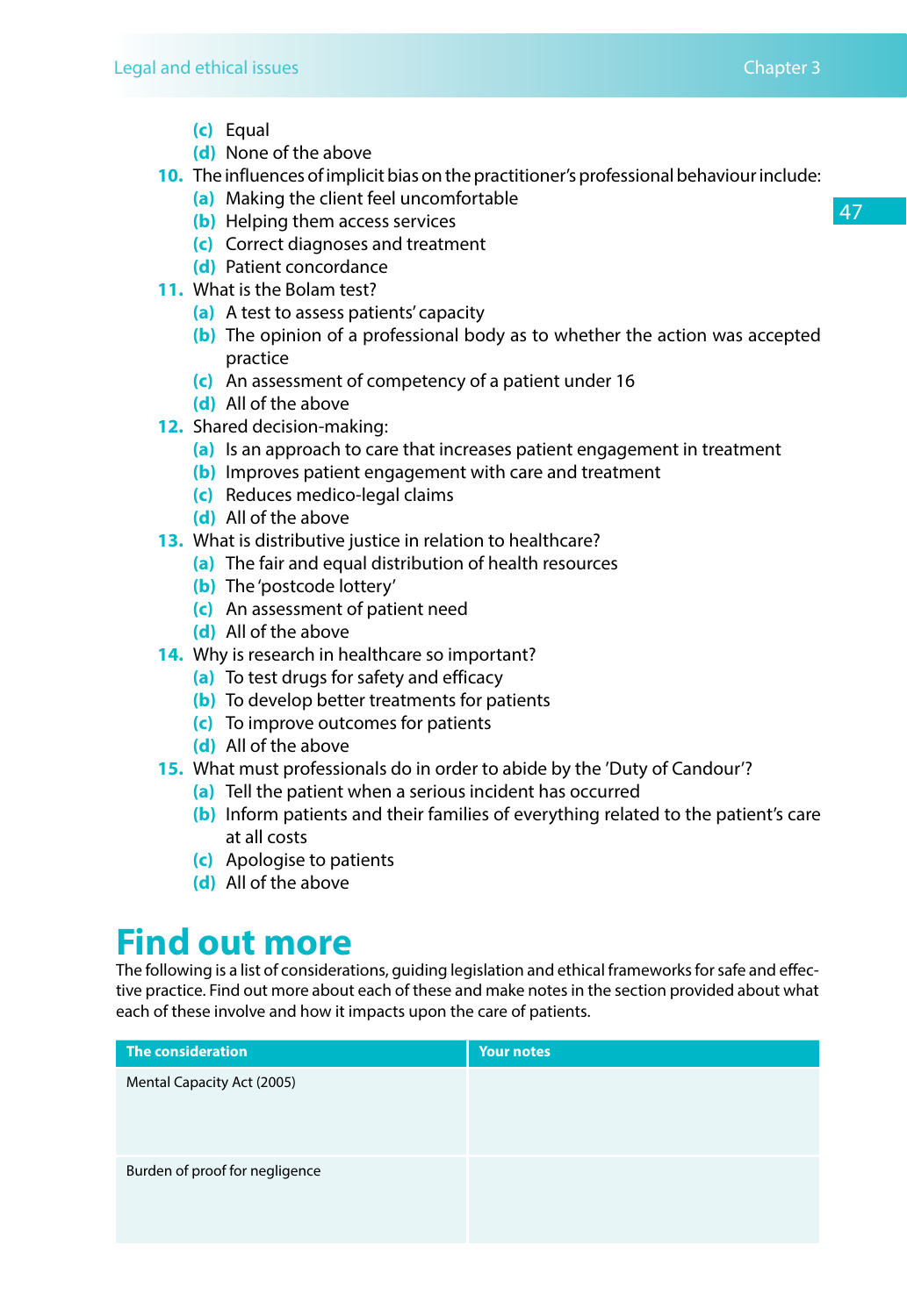(c) Equal
   (d) None of the above

10. The influences of implicit bias on the practitioner's professional behaviour include:
    (a) Making the client feel uncomfortable
    (b) Helping them access services
    (c) Correct diagnoses and treatment
    (d) Patient concordance
11. What is the Bolam test?
    (a) A test to assess patients' capacity
    (b) The opinion of a professional body as to whether the action was accepted practice
    (c) An assessment of competency of a patient under 16
    (d) All of the above
12. Shared decision-making:
    (a) Is an approach to care that increases patient engagement in treatment
    (b) Improves patient engagement with care and treatment
    (c) Reduces medico-legal claims
    (d) All of the above
13. What is distributive justice in relation to healthcare?
    (a) The fair and equal distribution of health resources
    (b) The 'postcode lottery'
    (c) An assessment of patient need
    (d) All of the above
14. Why is research in healthcare so important?
    (a) To test drugs for safety and efficacy
    (b) To develop better treatments for patients
    (c) To improve outcomes for patients
    (d) All of the above
15. What must professionals do in order to abide by the 'Duty of Candour'?
    (a) Tell the patient when a serious incident has occurred
    (b) Inform patients and their families of everything related to the patient's care at all costs
    (c) Apologise to patients
    (d) All of the above

# Find out more

The following is a list of considerations, guiding legislation and ethical frameworks for safe and effective practice. Find out more about each of these and make notes in the section provided about what each of these involve and how it impacts upon the care of patients.

| The consideration | Your notes |
|---|---|
| Mental Capacity Act (2005) | |
| Burden of proof for negligence | |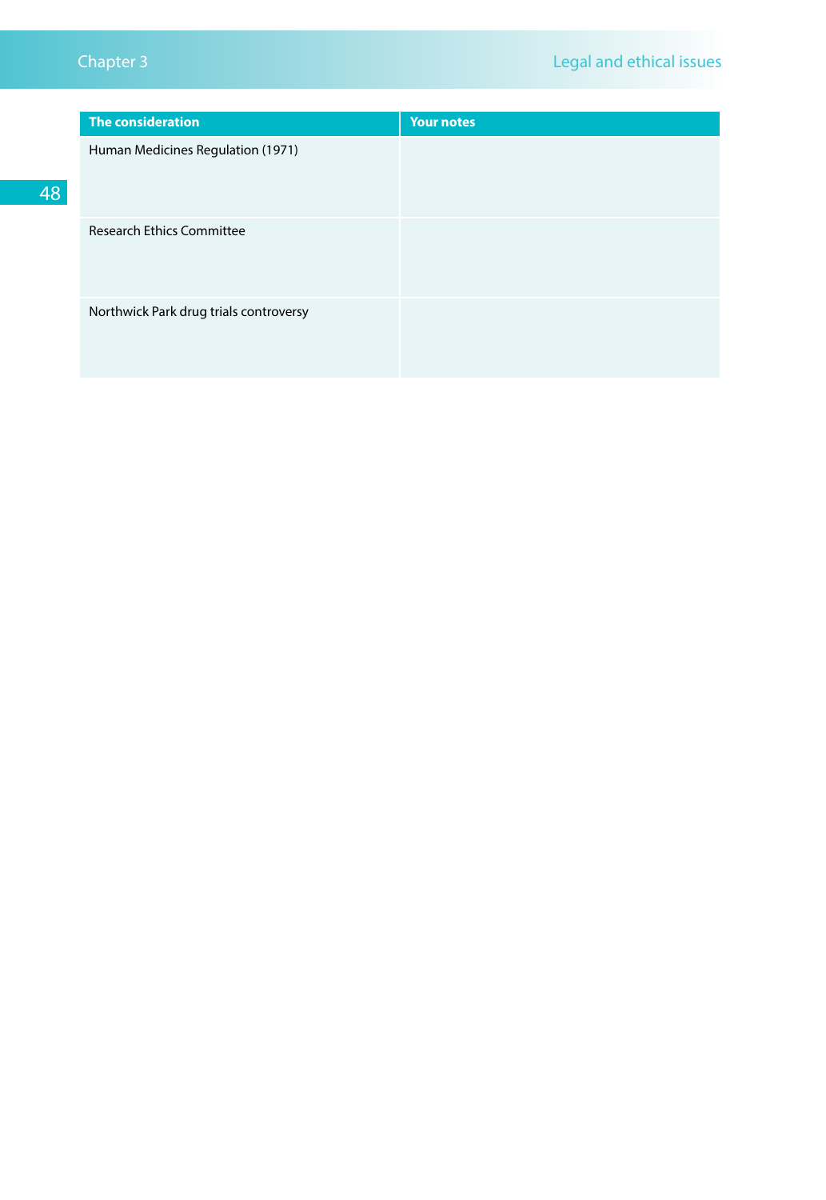| The consideration | Your notes |
|---|---|
| Human Medicines Regulation (1971) | |
| Research Ethics Committee | |
| Northwick Park drug trials controversy | |